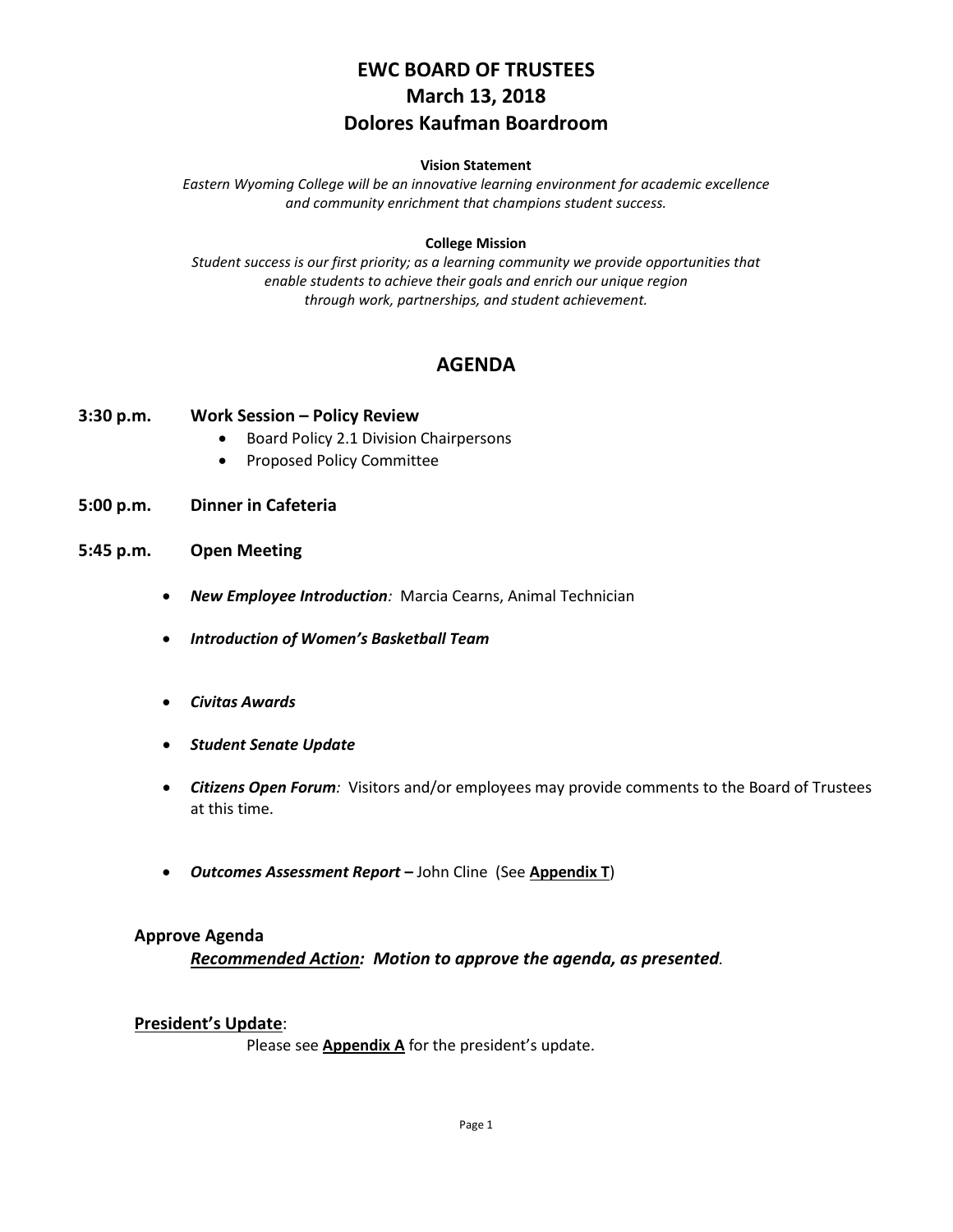# EWC BOARD OF TRUSTEES
# March 13, 2018
# Dolores Kaufman Boardroom

**Vision Statement**

*Eastern Wyoming College will be an innovative learning environment for academic excellence and community enrichment that champions student success.*

**College Mission**

*Student success is our first priority; as a learning community we provide opportunities that enable students to achieve their goals and enrich our unique region through work, partnerships, and student achievement.*

## AGENDA

**3:30 p.m. Work Session – Policy Review**

- Board Policy 2.1 Division Chairpersons
- Proposed Policy Committee

**5:00 p.m. Dinner in Cafeteria**

**5:45 p.m. Open Meeting**

- ***New Employee Introduction**:* Marcia Cearns, Animal Technician
- ***Introduction of Women's Basketball Team***
- ***Civitas Awards***
- ***Student Senate Update***
- ***Citizens Open Forum**:* Visitors and/or employees may provide comments to the Board of Trustees at this time.
- ***Outcomes Assessment Report –*** John Cline (See **Appendix T**)

**Approve Agenda**

***Recommended Action:* *Motion to approve the agenda, as presented*.**

**President's Update**:

Please see **Appendix A** for the president's update.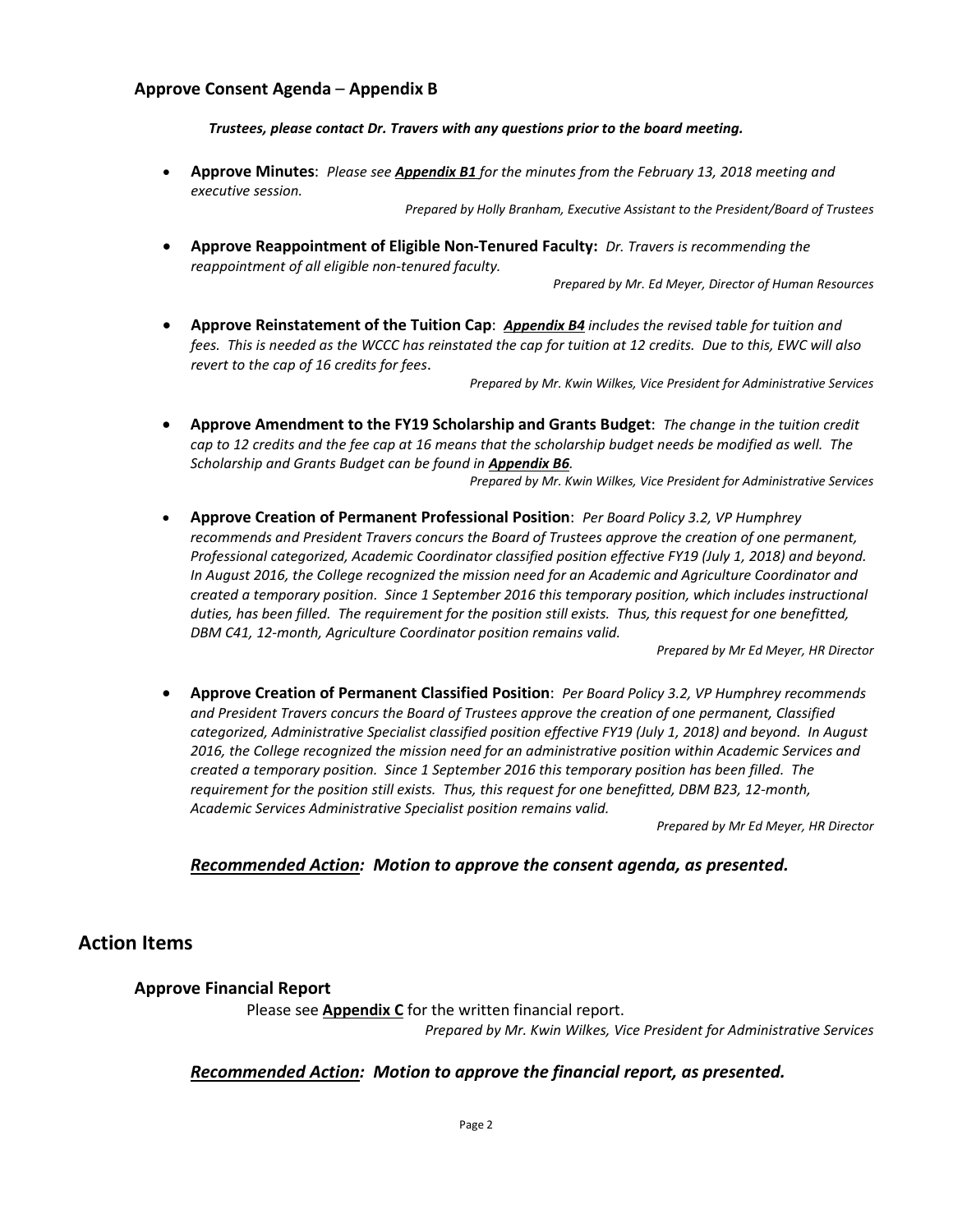### Approve Consent Agenda – Appendix B

***Trustees, please contact Dr. Travers with any questions prior to the board meeting.***

- **Approve Minutes**: *Please see* ***Appendix B1*** *for the minutes from the February 13, 2018 meeting and executive session.*

  *Prepared by Holly Branham, Executive Assistant to the President/Board of Trustees*

- **Approve Reappointment of Eligible Non-Tenured Faculty:** *Dr. Travers is recommending the reappointment of all eligible non-tenured faculty.*

  *Prepared by Mr. Ed Meyer, Director of Human Resources*

- **Approve Reinstatement of the Tuition Cap**: ***Appendix B4*** *includes the revised table for tuition and fees. This is needed as the WCCC has reinstated the cap for tuition at 12 credits. Due to this, EWC will also revert to the cap of 16 credits for fees*.

  *Prepared by Mr. Kwin Wilkes, Vice President for Administrative Services*

- **Approve Amendment to the FY19 Scholarship and Grants Budget**: *The change in the tuition credit cap to 12 credits and the fee cap at 16 means that the scholarship budget needs be modified as well. The Scholarship and Grants Budget can be found in* ***Appendix B6****.*

  *Prepared by Mr. Kwin Wilkes, Vice President for Administrative Services*

- **Approve Creation of Permanent Professional Position**: *Per Board Policy 3.2, VP Humphrey recommends and President Travers concurs the Board of Trustees approve the creation of one permanent, Professional categorized, Academic Coordinator classified position effective FY19 (July 1, 2018) and beyond. In August 2016, the College recognized the mission need for an Academic and Agriculture Coordinator and created a temporary position. Since 1 September 2016 this temporary position, which includes instructional duties, has been filled. The requirement for the position still exists. Thus, this request for one benefitted, DBM C41, 12-month, Agriculture Coordinator position remains valid.*

  *Prepared by Mr Ed Meyer, HR Director*

- **Approve Creation of Permanent Classified Position**: *Per Board Policy 3.2, VP Humphrey recommends and President Travers concurs the Board of Trustees approve the creation of one permanent, Classified categorized, Administrative Specialist classified position effective FY19 (July 1, 2018) and beyond. In August 2016, the College recognized the mission need for an administrative position within Academic Services and created a temporary position. Since 1 September 2016 this temporary position has been filled. The requirement for the position still exists. Thus, this request for one benefitted, DBM B23, 12-month, Academic Services Administrative Specialist position remains valid.*

  *Prepared by Mr Ed Meyer, HR Director*

***Recommended Action:*** ***Motion to approve the consent agenda, as presented.***

## Action Items

### Approve Financial Report

Please see **Appendix C** for the written financial report.

*Prepared by Mr. Kwin Wilkes, Vice President for Administrative Services*

***Recommended Action:*** ***Motion to approve the financial report, as presented.***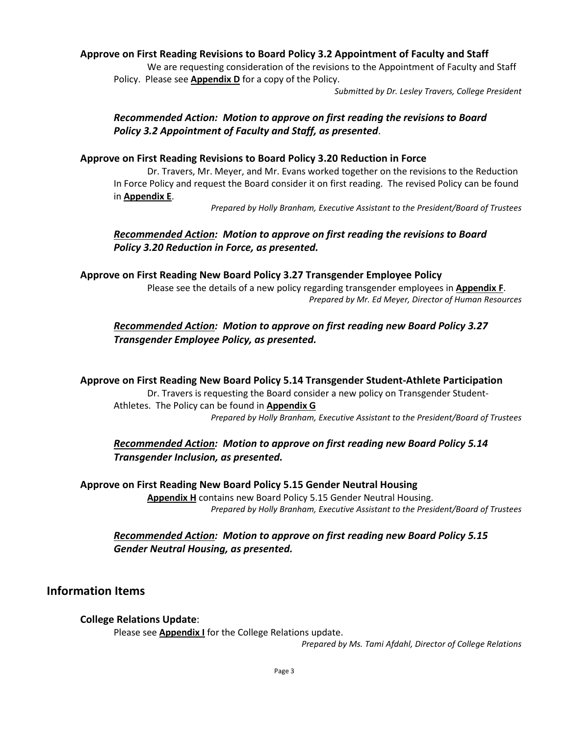**Approve on First Reading Revisions to Board Policy 3.2 Appointment of Faculty and Staff**

We are requesting consideration of the revisions to the Appointment of Faculty and Staff Policy. Please see **Appendix D** for a copy of the Policy.

*Submitted by Dr. Lesley Travers, College President*

***Recommended Action: Motion to approve on first reading the revisions to Board Policy 3.2 Appointment of Faculty and Staff, as presented***.

**Approve on First Reading Revisions to Board Policy 3.20 Reduction in Force**

Dr. Travers, Mr. Meyer, and Mr. Evans worked together on the revisions to the Reduction In Force Policy and request the Board consider it on first reading. The revised Policy can be found in **Appendix E**.

*Prepared by Holly Branham, Executive Assistant to the President/Board of Trustees*

***Recommended Action: Motion to approve on first reading the revisions to Board Policy 3.20 Reduction in Force, as presented.***

**Approve on First Reading New Board Policy 3.27 Transgender Employee Policy**

Please see the details of a new policy regarding transgender employees in **Appendix F**.

*Prepared by Mr. Ed Meyer, Director of Human Resources*

***Recommended Action: Motion to approve on first reading new Board Policy 3.27 Transgender Employee Policy, as presented.***

**Approve on First Reading New Board Policy 5.14 Transgender Student-Athlete Participation**

Dr. Travers is requesting the Board consider a new policy on Transgender Student-Athletes. The Policy can be found in **Appendix G**

*Prepared by Holly Branham, Executive Assistant to the President/Board of Trustees*

***Recommended Action: Motion to approve on first reading new Board Policy 5.14 Transgender Inclusion, as presented.***

**Approve on First Reading New Board Policy 5.15 Gender Neutral Housing**

**Appendix H** contains new Board Policy 5.15 Gender Neutral Housing.

*Prepared by Holly Branham, Executive Assistant to the President/Board of Trustees*

***Recommended Action: Motion to approve on first reading new Board Policy 5.15 Gender Neutral Housing, as presented.***

## Information Items

**College Relations Update**:

Please see **Appendix I** for the College Relations update.

*Prepared by Ms. Tami Afdahl, Director of College Relations*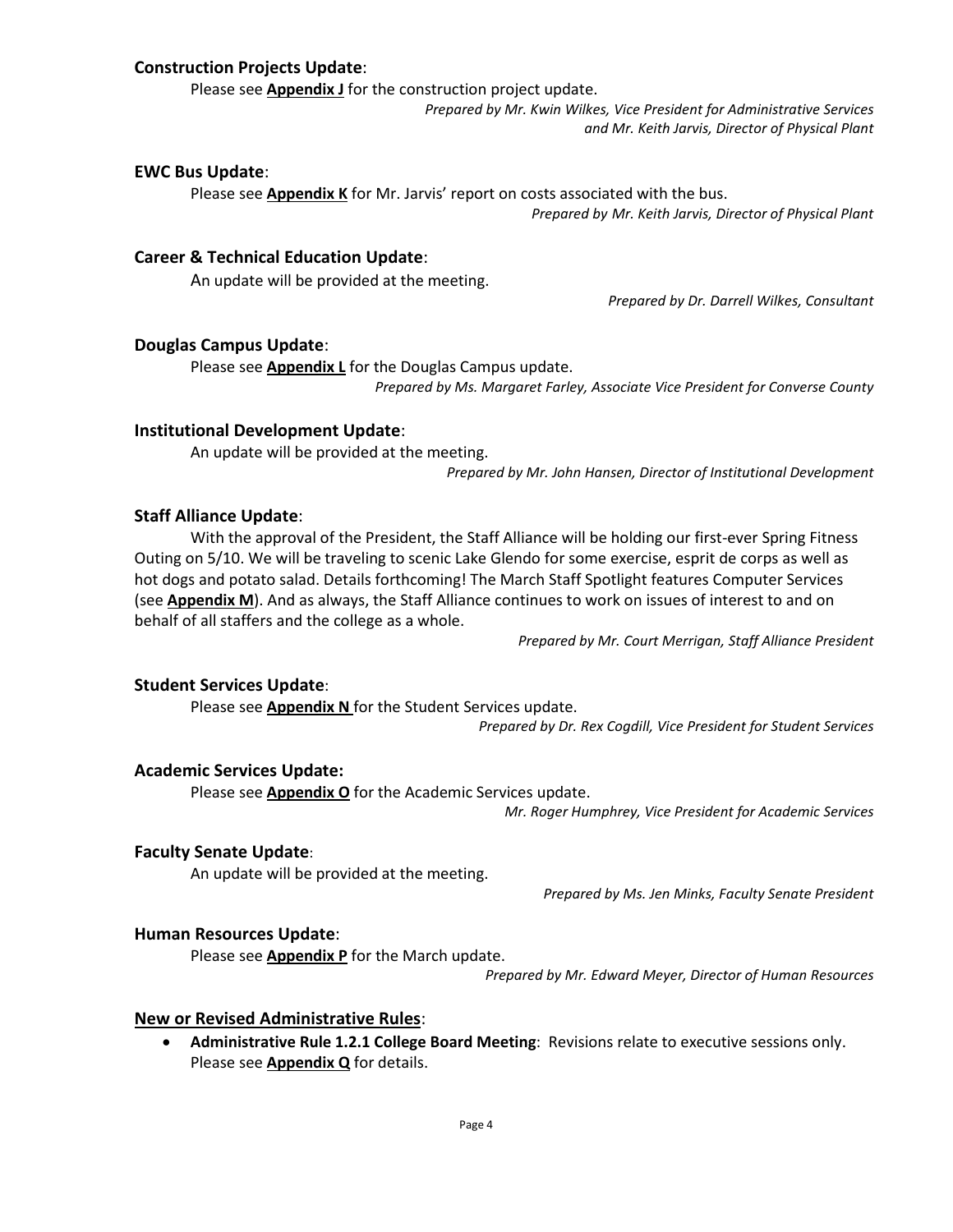**Construction Projects Update**:

Please see **Appendix J** for the construction project update.

*Prepared by Mr. Kwin Wilkes, Vice President for Administrative Services and Mr. Keith Jarvis, Director of Physical Plant*

**EWC Bus Update**:

Please see **Appendix K** for Mr. Jarvis' report on costs associated with the bus.

*Prepared by Mr. Keith Jarvis, Director of Physical Plant*

**Career & Technical Education Update**:

An update will be provided at the meeting.

*Prepared by Dr. Darrell Wilkes, Consultant*

**Douglas Campus Update**:

Please see **Appendix L** for the Douglas Campus update.

*Prepared by Ms. Margaret Farley, Associate Vice President for Converse County*

**Institutional Development Update**:

An update will be provided at the meeting.

*Prepared by Mr. John Hansen, Director of Institutional Development*

**Staff Alliance Update**:

With the approval of the President, the Staff Alliance will be holding our first-ever Spring Fitness Outing on 5/10. We will be traveling to scenic Lake Glendo for some exercise, esprit de corps as well as hot dogs and potato salad. Details forthcoming! The March Staff Spotlight features Computer Services (see **Appendix M**). And as always, the Staff Alliance continues to work on issues of interest to and on behalf of all staffers and the college as a whole.

*Prepared by Mr. Court Merrigan, Staff Alliance President*

**Student Services Update**:

Please see **Appendix N** for the Student Services update.

*Prepared by Dr. Rex Cogdill, Vice President for Student Services*

**Academic Services Update:**

Please see **Appendix O** for the Academic Services update.

*Mr. Roger Humphrey, Vice President for Academic Services*

**Faculty Senate Update**:

An update will be provided at the meeting.

*Prepared by Ms. Jen Minks, Faculty Senate President*

**Human Resources Update**:

Please see **Appendix P** for the March update.

*Prepared by Mr. Edward Meyer, Director of Human Resources*

**New or Revised Administrative Rules**:

- **Administrative Rule 1.2.1 College Board Meeting**: Revisions relate to executive sessions only. Please see **Appendix Q** for details.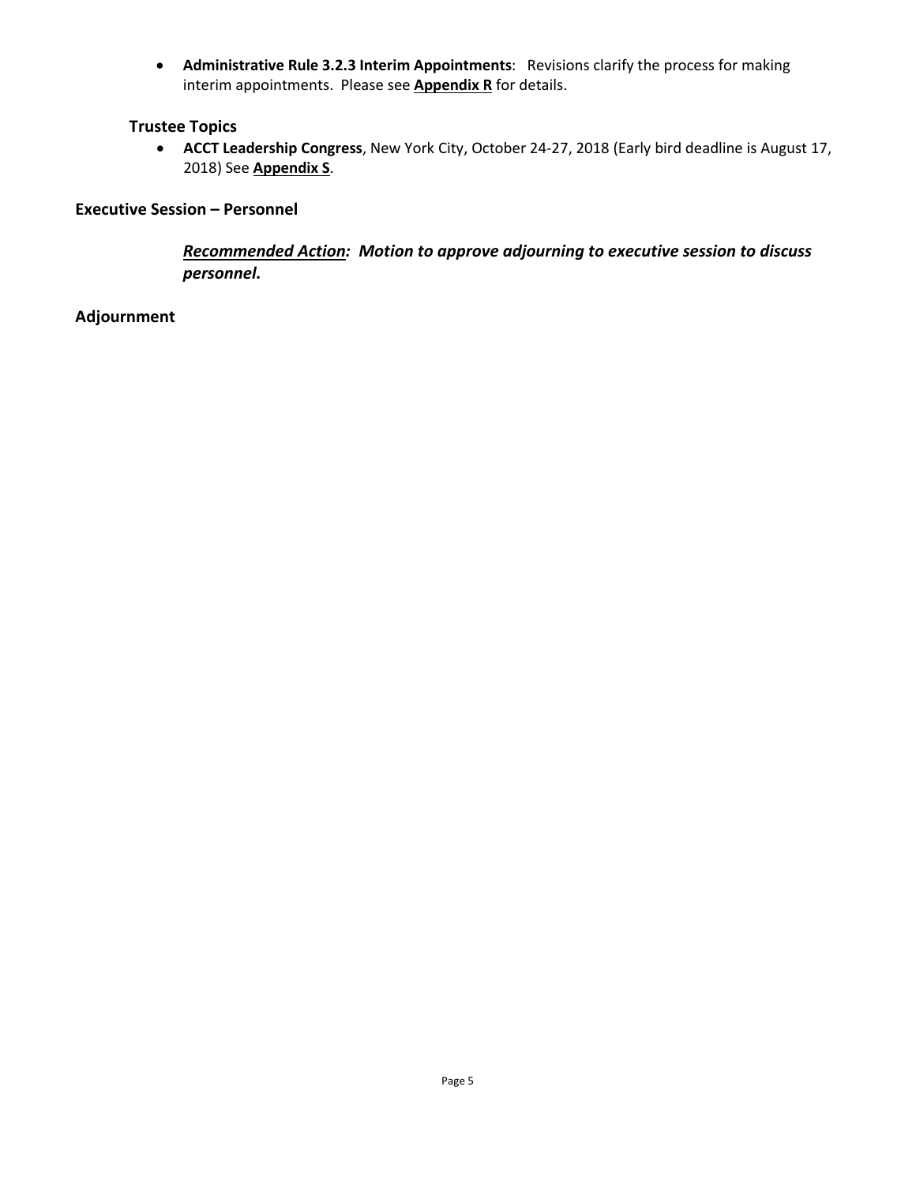- **Administrative Rule 3.2.3 Interim Appointments**: Revisions clarify the process for making interim appointments. Please see **Appendix R** for details.

### Trustee Topics

- **ACCT Leadership Congress**, New York City, October 24-27, 2018 (Early bird deadline is August 17, 2018) See **Appendix S**.

## Executive Session – Personnel

***Recommended Action:* Motion to approve adjourning to executive session to discuss personnel.**

## Adjournment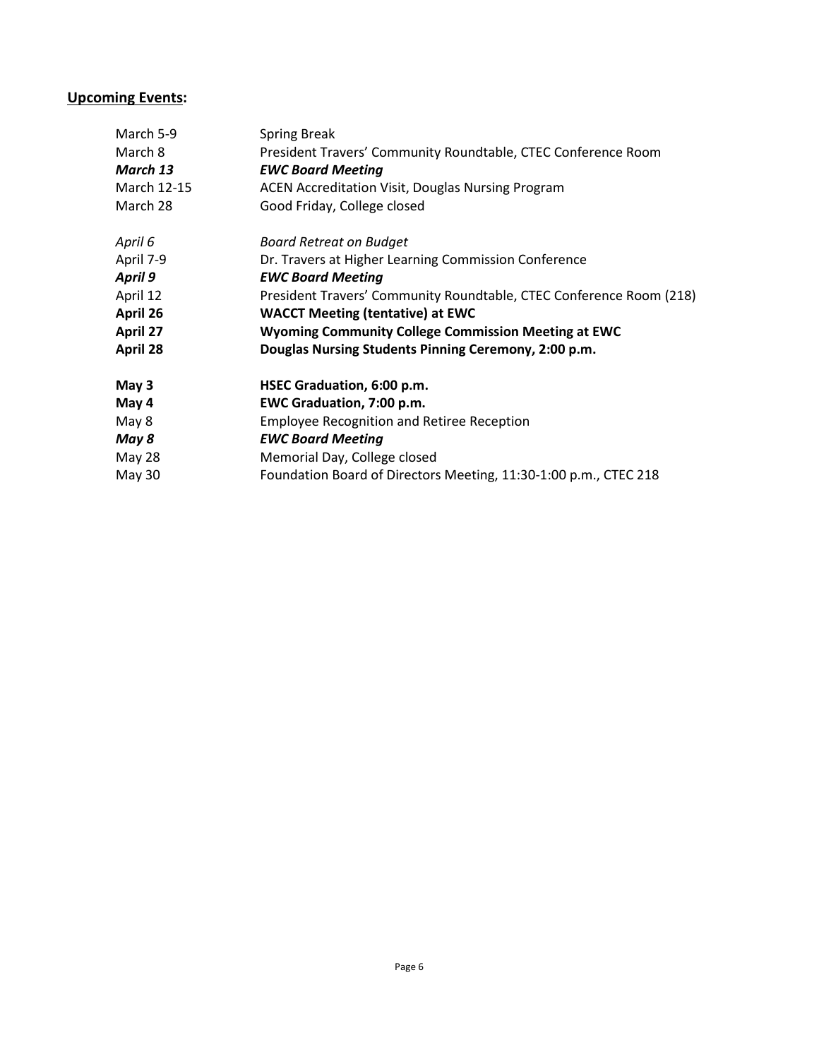**<u>Upcoming Events</u>:**

| | |
|---|---|
| March 5-9 | Spring Break |
| March 8 | President Travers' Community Roundtable, CTEC Conference Room |
| ***March 13*** | ***EWC Board Meeting*** |
| March 12-15 | ACEN Accreditation Visit, Douglas Nursing Program |
| March 28 | Good Friday, College closed |
| | |
| *April 6* | *Board Retreat on Budget* |
| April 7-9 | Dr. Travers at Higher Learning Commission Conference |
| ***April 9*** | ***EWC Board Meeting*** |
| April 12 | President Travers' Community Roundtable, CTEC Conference Room (218) |
| **April 26** | **WACCT Meeting (tentative) at EWC** |
| **April 27** | **Wyoming Community College Commission Meeting at EWC** |
| **April 28** | **Douglas Nursing Students Pinning Ceremony, 2:00 p.m.** |
| | |
| **May 3** | **HSEC Graduation, 6:00 p.m.** |
| **May 4** | **EWC Graduation, 7:00 p.m.** |
| May 8 | Employee Recognition and Retiree Reception |
| ***May 8*** | ***EWC Board Meeting*** |
| May 28 | Memorial Day, College closed |
| May 30 | Foundation Board of Directors Meeting, 11:30-1:00 p.m., CTEC 218 |